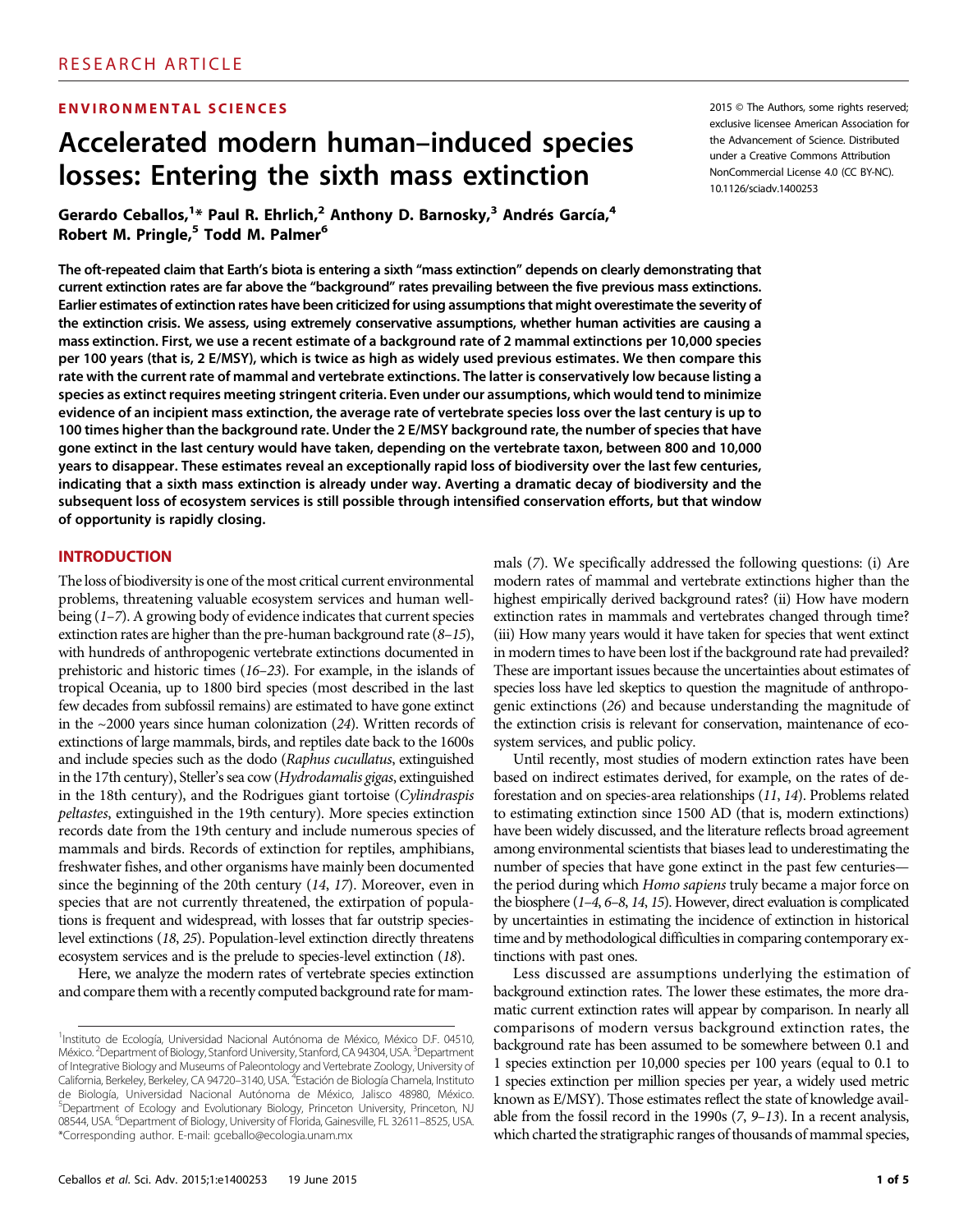RESEARCH ARTICLE

**ENVIRONMENTAL SCIENCES**

# Accelerated modern human–induced species losses: Entering the sixth mass extinction

2015 © The Authors, some rights reserved; exclusive licensee American Association for the Advancement of Science. Distributed under a Creative Commons Attribution NonCommercial License 4.0 (CC BY-NC). 10.1126/sciadv.1400253

**Gerardo Ceballos,[1]* Paul R. Ehrlich,[2] Anthony D. Barnosky,[3] Andrés García,[4] Robert M. Pringle,[5] Todd M. Palmer[6]**

**The oft-repeated claim that Earth's biota is entering a sixth "mass extinction" depends on clearly demonstrating that current extinction rates are far above the "background" rates prevailing between the five previous mass extinctions. Earlier estimates of extinction rates have been criticized for using assumptions that might overestimate the severity of the extinction crisis. We assess, using extremely conservative assumptions, whether human activities are causing a mass extinction. First, we use a recent estimate of a background rate of 2 mammal extinctions per 10,000 species per 100 years (that is, 2 E/MSY), which is twice as high as widely used previous estimates. We then compare this rate with the current rate of mammal and vertebrate extinctions. The latter is conservatively low because listing a species as extinct requires meeting stringent criteria. Even under our assumptions, which would tend to minimize evidence of an incipient mass extinction, the average rate of vertebrate species loss over the last century is up to 100 times higher than the background rate. Under the 2 E/MSY background rate, the number of species that have gone extinct in the last century would have taken, depending on the vertebrate taxon, between 800 and 10,000 years to disappear. These estimates reveal an exceptionally rapid loss of biodiversity over the last few centuries, indicating that a sixth mass extinction is already under way. Averting a dramatic decay of biodiversity and the subsequent loss of ecosystem services is still possible through intensified conservation efforts, but that window of opportunity is rapidly closing.**

## INTRODUCTION

The loss of biodiversity is one of the most critical current environmental problems, threatening valuable ecosystem services and human well-being (*1–7*). A growing body of evidence indicates that current species extinction rates are higher than the pre-human background rate (*8–15*), with hundreds of anthropogenic vertebrate extinctions documented in prehistoric and historic times (*16–23*). For example, in the islands of tropical Oceania, up to 1800 bird species (most described in the last few decades from subfossil remains) are estimated to have gone extinct in the ~2000 years since human colonization (*24*). Written records of extinctions of large mammals, birds, and reptiles date back to the 1600s and include species such as the dodo (*Raphus cucullatus*, extinguished in the 17th century), Steller's sea cow (*Hydrodamalis gigas*, extinguished in the 18th century), and the Rodrigues giant tortoise (*Cylindraspis peltastes*, extinguished in the 19th century). More species extinction records date from the 19th century and include numerous species of mammals and birds. Records of extinction for reptiles, amphibians, freshwater fishes, and other organisms have mainly been documented since the beginning of the 20th century (*14*, *17*). Moreover, even in species that are not currently threatened, the extirpation of populations is frequent and widespread, with losses that far outstrip species-level extinctions (*18*, *25*). Population-level extinction directly threatens ecosystem services and is the prelude to species-level extinction (*18*).

Here, we analyze the modern rates of vertebrate species extinction and compare them with a recently computed background rate for mammals (*7*). We specifically addressed the following questions: (i) Are modern rates of mammal and vertebrate extinctions higher than the highest empirically derived background rates? (ii) How have modern extinction rates in mammals and vertebrates changed through time? (iii) How many years would it have taken for species that went extinct in modern times to have been lost if the background rate had prevailed? These are important issues because the uncertainties about estimates of species loss have led skeptics to question the magnitude of anthropogenic extinctions (*26*) and because understanding the magnitude of the extinction crisis is relevant for conservation, maintenance of ecosystem services, and public policy.

Until recently, most studies of modern extinction rates have been based on indirect estimates derived, for example, on the rates of deforestation and on species-area relationships (*11*, *14*). Problems related to estimating extinction since 1500 AD (that is, modern extinctions) have been widely discussed, and the literature reflects broad agreement among environmental scientists that biases lead to underestimating the number of species that have gone extinct in the past few centuries—the period during which *Homo sapiens* truly became a major force on the biosphere (*1–4*, *6–8*, *14*, *15*). However, direct evaluation is complicated by uncertainties in estimating the incidence of extinction in historical time and by methodological difficulties in comparing contemporary extinctions with past ones.

Less discussed are assumptions underlying the estimation of background extinction rates. The lower these estimates, the more dramatic current extinction rates will appear by comparison. In nearly all comparisons of modern versus background extinction rates, the background rate has been assumed to be somewhere between 0.1 and 1 species extinction per 10,000 species per 100 years (equal to 0.1 to 1 species extinction per million species per year, a widely used metric known as E/MSY). Those estimates reflect the state of knowledge available from the fossil record in the 1990s (*7*, *9–13*). In a recent analysis, which charted the stratigraphic ranges of thousands of mammal species,

[1]Instituto de Ecología, Universidad Nacional Autónoma de México, México D.F. 04510, México. [2]Department of Biology, Stanford University, Stanford, CA 94304, USA. [3]Department of Integrative Biology and Museums of Paleontology and Vertebrate Zoology, University of California, Berkeley, Berkeley, CA 94720–3140, USA. [4]Estación de Biología Chamela, Instituto de Biología, Universidad Nacional Autónoma de México, Jalisco 48980, México. [5]Department of Ecology and Evolutionary Biology, Princeton University, Princeton, NJ 08544, USA. [6]Department of Biology, University of Florida, Gainesville, FL 32611–8525, USA. *Corresponding author. E-mail: gceballo@ecologia.unam.mx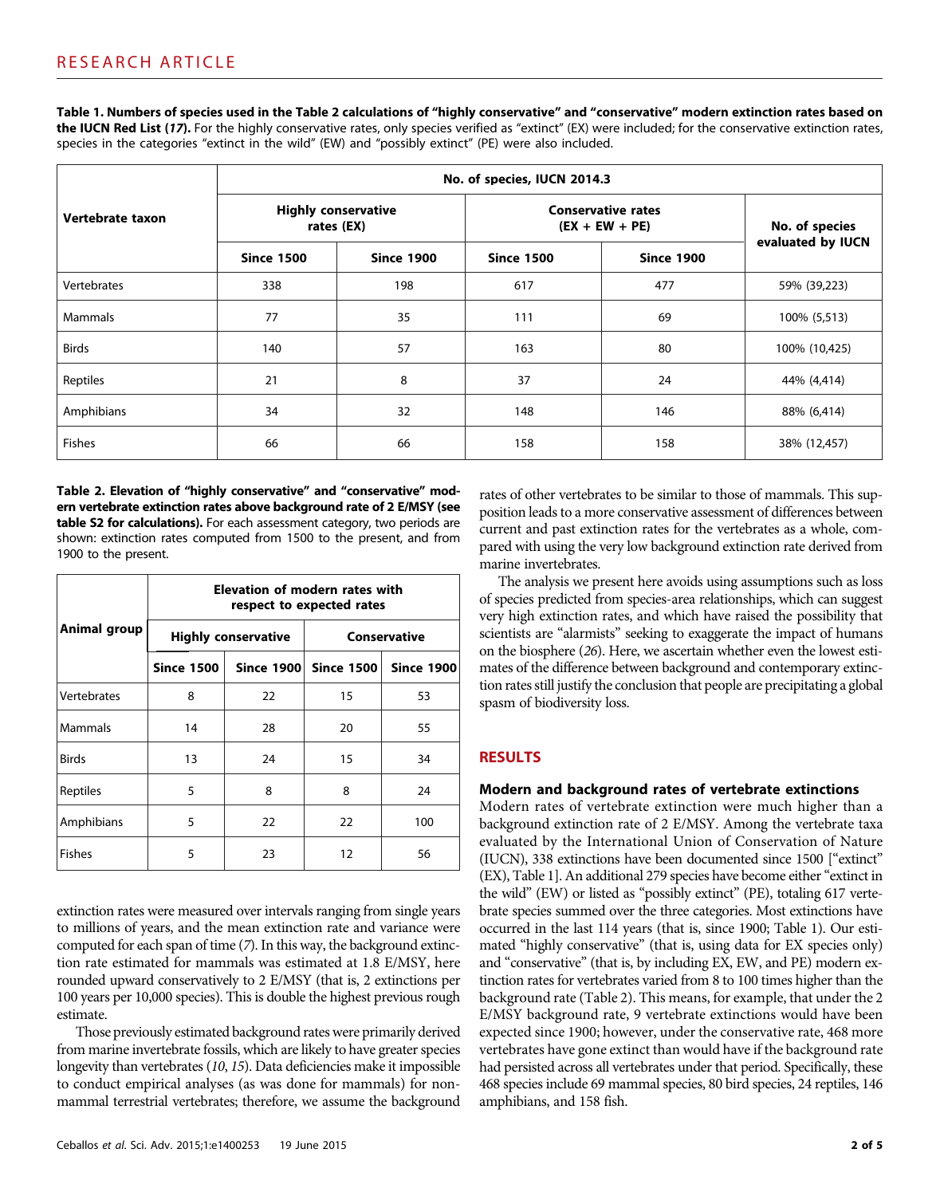**Table 1. Numbers of species used in the Table 2 calculations of "highly conservative" and "conservative" modern extinction rates based on the IUCN Red List (*17*).** For the highly conservative rates, only species verified as "extinct" (EX) were included; for the conservative extinction rates, species in the categories "extinct in the wild" (EW) and "possibly extinct" (PE) were also included.

| Vertebrate taxon | No. of species, IUCN 2014.3 | | | | |
|---|---|---|---|---|---|
| | Highly conservative rates (EX) | | Conservative rates (EX + EW + PE) | | No. of species evaluated by IUCN |
| | Since 1500 | Since 1900 | Since 1500 | Since 1900 | |
| Vertebrates | 338 | 198 | 617 | 477 | 59% (39,223) |
| Mammals | 77 | 35 | 111 | 69 | 100% (5,513) |
| Birds | 140 | 57 | 163 | 80 | 100% (10,425) |
| Reptiles | 21 | 8 | 37 | 24 | 44% (4,414) |
| Amphibians | 34 | 32 | 148 | 146 | 88% (6,414) |
| Fishes | 66 | 66 | 158 | 158 | 38% (12,457) |

**Table 2. Elevation of "highly conservative" and "conservative" modern vertebrate extinction rates above background rate of 2 E/MSY (see table S2 for calculations).** For each assessment category, two periods are shown: extinction rates computed from 1500 to the present, and from 1900 to the present.

| Animal group | Elevation of modern rates with respect to expected rates | | | |
|---|---|---|---|---|
| | Highly conservative | | Conservative | |
| | Since 1500 | Since 1900 | Since 1500 | Since 1900 |
| Vertebrates | 8 | 22 | 15 | 53 |
| Mammals | 14 | 28 | 20 | 55 |
| Birds | 13 | 24 | 15 | 34 |
| Reptiles | 5 | 8 | 8 | 24 |
| Amphibians | 5 | 22 | 22 | 100 |
| Fishes | 5 | 23 | 12 | 56 |

extinction rates were measured over intervals ranging from single years to millions of years, and the mean extinction rate and variance were computed for each span of time (*7*). In this way, the background extinction rate estimated for mammals was estimated at 1.8 E/MSY, here rounded upward conservatively to 2 E/MSY (that is, 2 extinctions per 100 years per 10,000 species). This is double the highest previous rough estimate.

Those previously estimated background rates were primarily derived from marine invertebrate fossils, which are likely to have greater species longevity than vertebrates (*10*, *15*). Data deficiencies make it impossible to conduct empirical analyses (as was done for mammals) for nonmammal terrestrial vertebrates; therefore, we assume the background rates of other vertebrates to be similar to those of mammals. This supposition leads to a more conservative assessment of differences between current and past extinction rates for the vertebrates as a whole, compared with using the very low background extinction rate derived from marine invertebrates.

The analysis we present here avoids using assumptions such as loss of species predicted from species-area relationships, which can suggest very high extinction rates, and which have raised the possibility that scientists are "alarmists" seeking to exaggerate the impact of humans on the biosphere (*26*). Here, we ascertain whether even the lowest estimates of the difference between background and contemporary extinction rates still justify the conclusion that people are precipitating a global spasm of biodiversity loss.

## RESULTS

### Modern and background rates of vertebrate extinctions

Modern rates of vertebrate extinction were much higher than a background extinction rate of 2 E/MSY. Among the vertebrate taxa evaluated by the International Union of Conservation of Nature (IUCN), 338 extinctions have been documented since 1500 ["extinct" (EX), Table 1]. An additional 279 species have become either "extinct in the wild" (EW) or listed as "possibly extinct" (PE), totaling 617 vertebrate species summed over the three categories. Most extinctions have occurred in the last 114 years (that is, since 1900; Table 1). Our estimated "highly conservative" (that is, using data for EX species only) and "conservative" (that is, by including EX, EW, and PE) modern extinction rates for vertebrates varied from 8 to 100 times higher than the background rate (Table 2). This means, for example, that under the 2 E/MSY background rate, 9 vertebrate extinctions would have been expected since 1900; however, under the conservative rate, 468 more vertebrates have gone extinct than would have if the background rate had persisted across all vertebrates under that period. Specifically, these 468 species include 69 mammal species, 80 bird species, 24 reptiles, 146 amphibians, and 158 fish.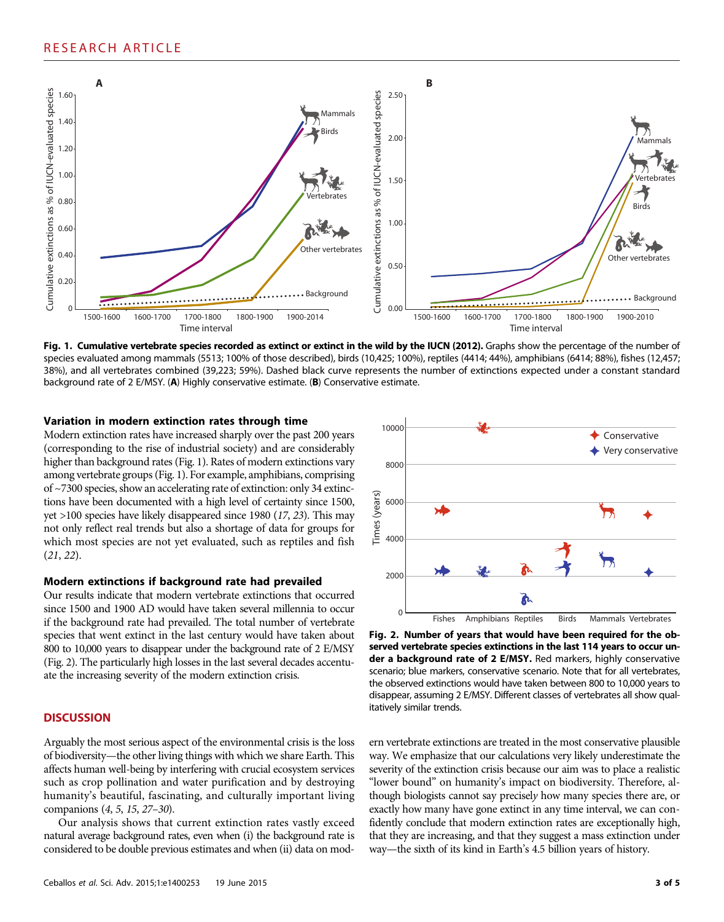**Fig. 1. Cumulative vertebrate species recorded as extinct or extinct in the wild by the IUCN (2012).** Graphs show the percentage of the number of species evaluated among mammals (5513; 100% of those described), birds (10,425; 100%), reptiles (4414; 44%), amphibians (6414; 88%), fishes (12,457; 38%), and all vertebrates combined (39,223; 59%). Dashed black curve represents the number of extinctions expected under a constant standard background rate of 2 E/MSY. (**A**) Highly conservative estimate. (**B**) Conservative estimate.

### Variation in modern extinction rates through time

Modern extinction rates have increased sharply over the past 200 years (corresponding to the rise of industrial society) and are considerably higher than background rates (Fig. 1). Rates of modern extinctions vary among vertebrate groups (Fig. 1). For example, amphibians, comprising of ~7300 species, show an accelerating rate of extinction: only 34 extinctions have been documented with a high level of certainty since 1500, yet >100 species have likely disappeared since 1980 (*17*, *23*). This may not only reflect real trends but also a shortage of data for groups for which most species are not yet evaluated, such as reptiles and fish (*21*, *22*).

### Modern extinctions if background rate had prevailed

Our results indicate that modern vertebrate extinctions that occurred since 1500 and 1900 AD would have taken several millennia to occur if the background rate had prevailed. The total number of vertebrate species that went extinct in the last century would have taken about 800 to 10,000 years to disappear under the background rate of 2 E/MSY (Fig. 2). The particularly high losses in the last several decades accentuate the increasing severity of the modern extinction crisis.

**Fig. 2. Number of years that would have been required for the observed vertebrate species extinctions in the last 114 years to occur under a background rate of 2 E/MSY.** Red markers, highly conservative scenario; blue markers, conservative scenario. Note that for all vertebrates, the observed extinctions would have taken between 800 to 10,000 years to disappear, assuming 2 E/MSY. Different classes of vertebrates all show qualitatively similar trends.

## DISCUSSION

Arguably the most serious aspect of the environmental crisis is the loss of biodiversity—the other living things with which we share Earth. This affects human well-being by interfering with crucial ecosystem services such as crop pollination and water purification and by destroying humanity's beautiful, fascinating, and culturally important living companions (*4*, *5*, *15*, *27*–*30*).

Our analysis shows that current extinction rates vastly exceed natural average background rates, even when (i) the background rate is considered to be double previous estimates and when (ii) data on modern vertebrate extinctions are treated in the most conservative plausible way. We emphasize that our calculations very likely underestimate the severity of the extinction crisis because our aim was to place a realistic "lower bound" on humanity's impact on biodiversity. Therefore, although biologists cannot say precisely how many species there are, or exactly how many have gone extinct in any time interval, we can confidently conclude that modern extinction rates are exceptionally high, that they are increasing, and that they suggest a mass extinction under way—the sixth of its kind in Earth's 4.5 billion years of history.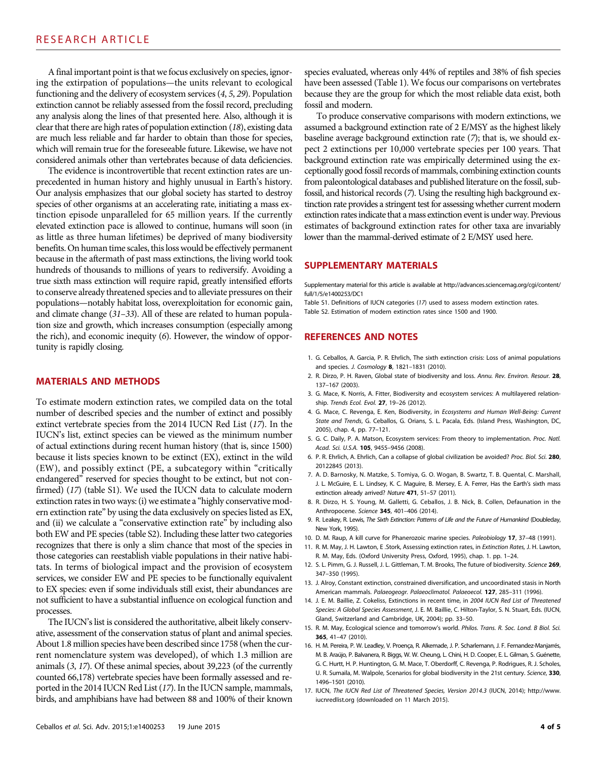A final important point is that we focus exclusively on species, ignoring the extirpation of populations—the units relevant to ecological functioning and the delivery of ecosystem services (*4*, *5*, *29*). Population extinction cannot be reliably assessed from the fossil record, precluding any analysis along the lines of that presented here. Also, although it is clear that there are high rates of population extinction (*18*), existing data are much less reliable and far harder to obtain than those for species, which will remain true for the foreseeable future. Likewise, we have not considered animals other than vertebrates because of data deficiencies.

The evidence is incontrovertible that recent extinction rates are unprecedented in human history and highly unusual in Earth's history. Our analysis emphasizes that our global society has started to destroy species of other organisms at an accelerating rate, initiating a mass extinction episode unparalleled for 65 million years. If the currently elevated extinction pace is allowed to continue, humans will soon (in as little as three human lifetimes) be deprived of many biodiversity benefits. On human time scales, this loss would be effectively permanent because in the aftermath of past mass extinctions, the living world took hundreds of thousands to millions of years to rediversify. Avoiding a true sixth mass extinction will require rapid, greatly intensified efforts to conserve already threatened species and to alleviate pressures on their populations—notably habitat loss, overexploitation for economic gain, and climate change (*31*–*33*). All of these are related to human population size and growth, which increases consumption (especially among the rich), and economic inequity (*6*). However, the window of opportunity is rapidly closing.

## MATERIALS AND METHODS

To estimate modern extinction rates, we compiled data on the total number of described species and the number of extinct and possibly extinct vertebrate species from the 2014 IUCN Red List (*17*). In the IUCN's list, extinct species can be viewed as the minimum number of actual extinctions during recent human history (that is, since 1500) because it lists species known to be extinct (EX), extinct in the wild (EW), and possibly extinct (PE, a subcategory within "critically endangered" reserved for species thought to be extinct, but not confirmed) (*17*) (table S1). We used the IUCN data to calculate modern extinction rates in two ways: (i) we estimate a "highly conservative modern extinction rate" by using the data exclusively on species listed as EX, and (ii) we calculate a "conservative extinction rate" by including also both EW and PE species (table S2). Including these latter two categories recognizes that there is only a slim chance that most of the species in those categories can reestablish viable populations in their native habitats. In terms of biological impact and the provision of ecosystem services, we consider EW and PE species to be functionally equivalent to EX species: even if some individuals still exist, their abundances are not sufficient to have a substantial influence on ecological function and processes.

The IUCN's list is considered the authoritative, albeit likely conservative, assessment of the conservation status of plant and animal species. About 1.8 million species have been described since 1758 (when the current nomenclature system was developed), of which 1.3 million are animals (*3*, *17*). Of these animal species, about 39,223 (of the currently counted 66,178) vertebrate species have been formally assessed and reported in the 2014 IUCN Red List (*17*). In the IUCN sample, mammals, birds, and amphibians have had between 88 and 100% of their known species evaluated, whereas only 44% of reptiles and 38% of fish species have been assessed (Table 1). We focus our comparisons on vertebrates because they are the group for which the most reliable data exist, both fossil and modern.

To produce conservative comparisons with modern extinctions, we assumed a background extinction rate of 2 E/MSY as the highest likely baseline average background extinction rate (*7*); that is, we should expect 2 extinctions per 10,000 vertebrate species per 100 years. That background extinction rate was empirically determined using the exceptionally good fossil records of mammals, combining extinction counts from paleontological databases and published literature on the fossil, subfossil, and historical records (*7*). Using the resulting high background extinction rate provides a stringent test for assessing whether current modern extinction rates indicate that a mass extinction event is under way. Previous estimates of background extinction rates for other taxa are invariably lower than the mammal-derived estimate of 2 E/MSY used here.

## SUPPLEMENTARY MATERIALS

Supplementary material for this article is available at http://advances.sciencemag.org/cgi/content/full/1/5/e1400253/DC1

Table S1. Definitions of IUCN categories (*17*) used to assess modern extinction rates.

Table S2. Estimation of modern extinction rates since 1500 and 1900.

## REFERENCES AND NOTES

1. G. Ceballos, A. Garcia, P. R. Ehrlich, The sixth extinction crisis: Loss of animal populations and species. *J. Cosmology* **8**, 1821–1831 (2010).
2. R. Dirzo, P. H. Raven, Global state of biodiversity and loss. *Annu. Rev. Environ. Resour.* **28**, 137–167 (2003).
3. G. Mace, K. Norris, A. Fitter, Biodiversity and ecosystem services: A multilayered relationship. *Trends Ecol. Evol.* **27**, 19–26 (2012).
4. G. Mace, C. Revenga, E. Ken, Biodiversity, in *Ecosystems and Human Well-Being: Current State and Trends*, G. Ceballos, G. Orians, S. L. Pacala, Eds. (Island Press, Washington, DC, 2005), chap. 4, pp. 77–121.
5. G. C. Daily, P. A. Matson, Ecosystem services: From theory to implementation. *Proc. Natl. Acad. Sci. U.S.A.* **105**, 9455–9456 (2008).
6. P. R. Ehrlich, A. Ehrlich, Can a collapse of global civilization be avoided? *Proc. Biol. Sci.* **280**, 20122845 (2013).
7. A. D. Barnosky, N. Matzke, S. Tomiya, G. O. Wogan, B. Swartz, T. B. Quental, C. Marshall, J. L. McGuire, E. L. Lindsey, K. C. Maguire, B. Mersey, E. A. Ferrer, Has the Earth's sixth mass extinction already arrived? *Nature* **471**, 51–57 (2011).
8. R. Dirzo, H. S. Young, M. Galletti, G. Ceballos, N. J. B. Isaac, B. Collen, Defaunation in the Anthropocene. *Science* **345**, 401–406 (2014).
9. R. Leakey, R. Lewis, *The Sixth Extinction: Patterns of Life and the Future of Humankind* (Doubleday, New York, 1995).
10. D. M. Raup, A kill curve for Phanerozoic marine species. *Paleobiology* **17**, 37–48 (1991).
11. R. M. May, J. H. Lawton, E .Stork, Assessing extinction rates, in *Extinction Rates*, J. H. Lawton, R. M. May, Eds. (Oxford University Press, Oxford, 1995), chap. 1. pp. 1–24.
12. S. L. Pimm, G. J. Russell, J. L. Gittleman, T. M. Brooks, The future of biodiversity. *Science* **269**, 347–350 (1995).
13. J. Alroy, Constant extinction, constrained diversification, and uncoordinated stasis in North American mammals. *Palaeogeogr. Palaeoclimatol. Palaeoecol.* **127**, 285–311 (1996).
14. J. E. M. Baillie, Z. Cokeliss, Extinctions in recent time, in *2004 IUCN Red List of Threatened Species: A Global Species Assessment*, J. E. M. Baillie, C. Hilton-Taylor, S. N. Stuart, Eds. (IUCN, Gland, Switzerland and Cambridge, UK, 2004); pp. 33–50.
15. R. M. May, Ecological science and tomorrow's world. *Philos. Trans. R. Soc. Lond. B Biol. Sci.* **365**, 41–47 (2010).
16. H. M. Pereira, P. W. Leadley, V. Proença, R. Alkemade, J. P. Scharlemann, J. F. Fernandez-Manjarrés, M. B. Araújo, P. Balvanera, R. Biggs, W. W. Cheung, L. Chini, H. D. Cooper, E. L. Gilman, S. Guénette, G. C. Hurtt, H. P. Huntington, G. M. Mace, T. Oberdorff, C. Revenga, P. Rodrigues, R. J. Scholes, U. R. Sumaila, M. Walpole, Scenarios for global biodiversity in the 21st century. *Science*, **330**, 1496–1501 (2010).
17. IUCN, *The IUCN Red List of Threatened Species, Version 2014.3* (IUCN, 2014); http://www.iucnredlist.org (downloaded on 11 March 2015).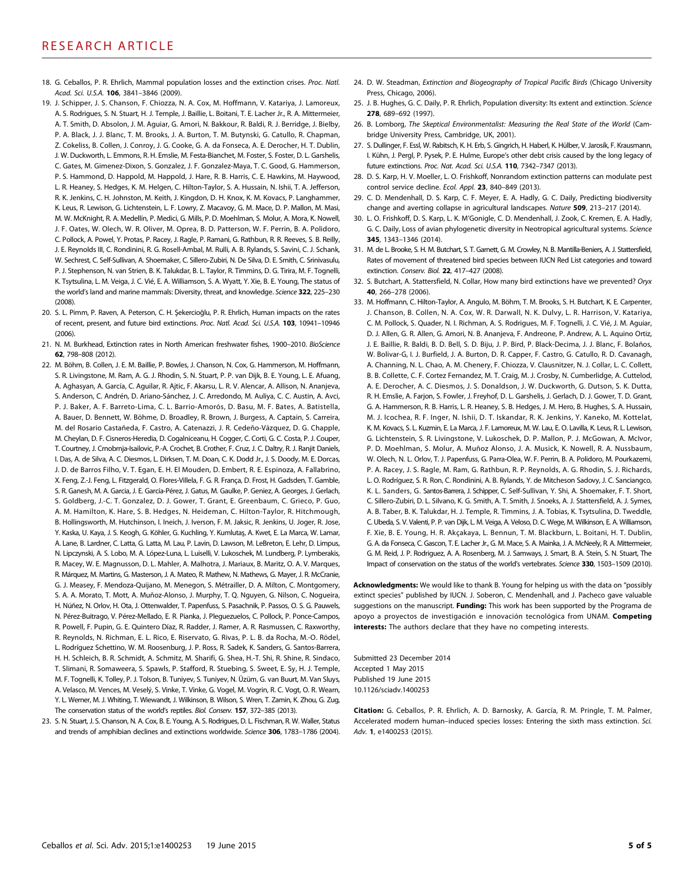18. G. Ceballos, P. R. Ehrlich, Mammal population losses and the extinction crises. *Proc. Natl. Acad. Sci. U.S.A.* **106**, 3841–3846 (2009).
19. J. Schipper, J. S. Chanson, F. Chiozza, N. A. Cox, M. Hoffmann, V. Katariya, J. Lamoreux, A. S. Rodrigues, S. N. Stuart, H. J. Temple, J. Baillie, L. Boitani, T. E. Lacher Jr., R. A. Mittermeier, A. T. Smith, D. Absolon, J. M. Aguiar, G. Amori, N. Bakkour, R. Baldi, R. J. Berridge, J. Bielby, P. A. Black, J. J. Blanc, T. M. Brooks, J. A. Burton, T. M. Butynski, G. Catullo, R. Chapman, Z. Cokeliss, B. Collen, J. Conroy, J. G. Cooke, G. A. da Fonseca, A. E. Derocher, H. T. Dublin, J. W. Duckworth, L. Emmons, R. H. Emslie, M. Festa-Bianchet, M. Foster, S. Foster, D. L. Garshelis, C. Gates, M. Gimenez-Dixon, S. Gonzalez, J. F. Gonzalez-Maya, T. C. Good, G. Hammerson, P. S. Hammond, D. Happold, M. Happold, J. Hare, R. B. Harris, C. E. Hawkins, M. Haywood, L. R. Heaney, S. Hedges, K. M. Helgen, C. Hilton-Taylor, S. A. Hussain, N. Ishii, T. A. Jefferson, R. K. Jenkins, C. H. Johnston, M. Keith, J. Kingdon, D. H. Knox, K. M. Kovacs, P. Langhammer, K. Leus, R. Lewison, G. Lichtenstein, L. F. Lowry, Z. Macavoy, G. M. Mace, D. P. Mallon, M. Masi, M. W. McKnight, R. A. Medellín, P. Medici, G. Mills, P. D. Moehlman, S. Molur, A. Mora, K. Nowell, J. F. Oates, W. Olech, W. R. Oliver, M. Oprea, B. D. Patterson, W. F. Perrin, B. A. Polidoro, C. Pollock, A. Powel, Y. Protas, P. Racey, J. Ragle, P. Ramani, G. Rathbun, R. R. Reeves, S. B. Reilly, J. E. Reynolds III, C. Rondinini, R. G. Rosell-Ambal, M. Rulli, A. B. Rylands, S. Savini, C. J. Schank, W. Sechrest, C. Self-Sullivan, A. Shoemaker, C. Sillero-Zubiri, N. De Silva, D. E. Smith, C. Srinivasulu, P. J. Stephenson, N. van Strien, B. K. Talukdar, B. L. Taylor, R. Timmins, D. G. Tirira, M. F. Tognelli, K. Tsytsulina, L. M. Veiga, J. C. Vié, E. A. Williamson, S. A. Wyatt, Y. Xie, B. E. Young, The status of the world's land and marine mammals: Diversity, threat, and knowledge. *Science* **322**, 225–230 (2008).
20. S. L. Pimm, P. Raven, A. Peterson, C. H. Şekercioğlu, P. R. Ehrlich, Human impacts on the rates of recent, present, and future bird extinctions. *Proc. Natl. Acad. Sci. U.S.A.* **103**, 10941–10946 (2006).
21. N. M. Burkhead, Extinction rates in North American freshwater fishes, 1900–2010. *BioScience* **62**, 798–808 (2012).
22. M. Böhm, B. Collen, J. E. M. Baillie, P. Bowles, J. Chanson, N. Cox, G. Hammerson, M. Hoffmann, S. R. Livingstone, M. Ram, A. G. J. Rhodin, S. N. Stuart, P. P. van Dijk, B. E. Young, L. E. Afuang, A. Aghasyan, A. García, C. Aguilar, R. Ajtic, F. Akarsu, L. R. V. Alencar, A. Allison, N. Ananjeva, S. Anderson, C. Andrén, D. Ariano-Sánchez, J. C. Arredondo, M. Auliya, C. C. Austin, A. Avci, P. J. Baker, A. F. Barreto-Lima, C. L. Barrio-Amorós, D. Basu, M. F. Bates, A. Batistella, A. Bauer, D. Bennett, W. Böhme, D. Broadley, R. Brown, J. Burgess, A. Captain, S. Carreira, M. del Rosario Castañeda, F. Castro, A. Catenazzi, J. R. Cedeño-Vázquez, D. G. Chapple, M. Cheylan, D. F. Cisneros-Heredia, D. Cogalniceanu, H. Cogger, C. Corti, G. C. Costa, P. J. Couper, T. Courtney, J. Crnobrnja-Isailovic, P.-A. Crochet, B. Crother, F. Cruz, J. C. Daltry, R. J. Ranjit Daniels, I. Das, A. de Silva, A. C. Diesmos, L. Dirksen, T. M. Doan, C. K. Dodd Jr., J. S. Doody, M. E. Dorcas, J. D. de Barros Filho, V. T. Egan, E. H. El Mouden, D. Embert, R. E. Espinoza, A. Fallabrino, X. Feng, Z.-J. Feng, L. Fitzgerald, O. Flores-Villela, F. G. R. França, D. Frost, H. Gadsden, T. Gamble, S. R. Ganesh, M. A. Garcia, J. E. García-Pérez, J. Gatus, M. Gaulke, P. Geniez, A. Georges, J. Gerlach, S. Goldberg, J.-C. T. Gonzalez, D. J. Gower, T. Grant, E. Greenbaum, C. Grieco, P. Guo, A. M. Hamilton, K. Hare, S. B. Hedges, N. Heideman, C. Hilton-Taylor, R. Hitchmough, B. Hollingsworth, M. Hutchinson, I. Ineich, J. Iverson, F. M. Jaksic, R. Jenkins, U. Joger, R. Jose, Y. Kaska, U. Kaya, J. S. Keogh, G. Köhler, G. Kuchling, Y. Kumlutaş, A. Kwet, E. La Marca, W. Lamar, A. Lane, B. Lardner, C. Latta, G. Latta, M. Lau, P. Lavin, D. Lawson, M. LeBreton, E. Lehr, D. Limpus, N. Lipczynski, A. S. Lobo, M. A. López-Luna, L. Luiselli, V. Lukoschek, M. Lundberg, P. Lymberakis, R. Macey, W. E. Magnusson, D. L. Mahler, A. Malhotra, J. Mariaux, B. Maritz, O. A. V. Marques, R. Márquez, M. Martins, G. Masterson, J. A. Mateo, R. Mathew, N. Mathews, G. Mayer, J. R. McCranie, G. J. Measey, F. Mendoza-Quijano, M. Menegon, S. Métrailler, D. A. Milton, C. Montgomery, S. A. A. Morato, T. Mott, A. Muñoz-Alonso, J. Murphy, T. Q. Nguyen, G. Nilson, C. Nogueira, H. Núñez, N. Orlov, H. Ota, J. Ottenwalder, T. Papenfuss, S. Pasachnik, P. Passos, O. S. G. Pauwels, N. Pérez-Buitrago, V. Pérez-Mellado, E. R. Pianka, J. Pleguezuelos, C. Pollock, P. Ponce-Campos, R. Powell, F. Pupin, G. E. Quintero Díaz, R. Radder, J. Ramer, A. R. Rasmussen, C. Raxworthy, R. Reynolds, N. Richman, E. L. Rico, E. Riservato, G. Rivas, P. L. B. da Rocha, M.-O. Rödel, L. Rodríguez Schettino, W. M. Roosenburg, J. P. Ross, R. Sadek, K. Sanders, G. Santos-Barrera, H. H. Schleich, B. R. Schmidt, A. Schmitz, M. Sharifi, G. Shea, H.-T. Shi, R. Shine, R. Sindaco, T. Slimani, R. Somaweera, S. Spawls, P. Stafford, R. Stuebing, S. Sweet, E. Sy, H. J. Temple, M. F. Tognelli, K. Tolley, P. J. Tolson, B. Tuniyev, S. Tuniyev, N. Üzüm, G. van Buurt, M. Van Sluys, A. Velasco, M. Vences, M. Veselý, S. Vinke, T. Vinke, G. Vogel, M. Vogrin, R. C. Vogt, O. R. Wearn, Y. L. Werner, M. J. Whiting, T. Wiewandt, J. Wilkinson, B. Wilson, S. Wren, T. Zamin, K. Zhou, G. Zug, The conservation status of the world's reptiles. *Biol. Conserv.* **157**, 372–385 (2013).
23. S. N. Stuart, J. S. Chanson, N. A. Cox, B. E. Young, A. S. Rodrigues, D. L. Fischman, R. W. Waller, Status and trends of amphibian declines and extinctions worldwide. *Science* **306**, 1783–1786 (2004).
24. D. W. Steadman, *Extinction and Biogeography of Tropical Pacific Birds* (Chicago University Press, Chicago, 2006).
25. J. B. Hughes, G. C. Daily, P. R. Ehrlich, Population diversity: Its extent and extinction. *Science* **278**, 689–692 (1997).
26. B. Lomborg, *The Skeptical Environmentalist: Measuring the Real State of the World* (Cambridge University Press, Cambridge, UK, 2001).
27. S. Dullinger, F. Essl, W. Rabitsch, K. H. Erb, S. Gingrich, H. Haberl, K. Hülber, V. Jarosík, F. Krausmann, I. Kühn, J. Pergl, P. Pysek, P. E. Hulme, Europe's other debt crisis caused by the long legacy of future extinctions. *Proc. Nat. Acad. Sci. U.S.A.* **110**, 7342–7347 (2013).
28. D. S. Karp, H. V. Moeller, L. O. Frishkoff, Nonrandom extinction patterns can modulate pest control service decline. *Ecol. Appl.* **23**, 840–849 (2013).
29. C. D. Mendenhall, D. S. Karp, C. F. Meyer, E. A. Hadly, G. C. Daily, Predicting biodiversity change and averting collapse in agricultural landscapes. *Nature* **509**, 213–217 (2014).
30. L. O. Frishkoff, D. S. Karp, L. K. M'Gonigle, C. D. Mendenhall, J. Zook, C. Kremen, E. A. Hadly, G. C. Daily, Loss of avian phylogenetic diversity in Neotropical agricultural systems. *Science* **345**, 1343–1346 (2014).
31. M. de L. Brooke, S. H. M. Butchart, S. T. Garnett, G. M. Crowley, N. B. Mantilla-Beniers, A. J. Stattersfield, Rates of movement of threatened bird species between IUCN Red List categories and toward extinction. *Conserv. Biol.* **22**, 417–427 (2008).
32. S. Butchart, A. Stattersfield, N. Collar, How many bird extinctions have we prevented? *Oryx* **40**, 266–278 (2006).
33. M. Hoffmann, C. Hilton-Taylor, A. Angulo, M. Böhm, T. M. Brooks, S. H. Butchart, K. E. Carpenter, J. Chanson, B. Collen, N. A. Cox, W. R. Darwall, N. K. Dulvy, L. R. Harrison, V. Katariya, C. M. Pollock, S. Quader, N. I. Richman, A. S. Rodrigues, M. F. Tognelli, J. C. Vié, J. M. Aguiar, D. J. Allen, G. R. Allen, G. Amori, N. B. Ananjeva, F. Andreone, P. Andrew, A. L. Aquino Ortiz, J. E. Baillie, R. Baldi, B. D. Bell, S. D. Biju, J. P. Bird, P. Black-Decima, J. J. Blanc, F. Bolaños, W. Bolivar-G, I. J. Burfield, J. A. Burton, D. R. Capper, F. Castro, G. Catullo, R. D. Cavanagh, A. Channing, N. L. Chao, A. M. Chenery, F. Chiozza, V. Clausnitzer, N. J. Collar, L. C. Collett, B. B. Collette, C. F. Cortez Fernandez, M. T. Craig, M. J. Crosby, N. Cumberlidge, A. Cuttelod, A. E. Derocher, A. C. Diesmos, J. S. Donaldson, J. W. Duckworth, G. Dutson, S. K. Dutta, R. H. Emslie, A. Farjon, S. Fowler, J. Freyhof, D. L. Garshelis, J. Gerlach, D. J. Gower, T. D. Grant, G. A. Hammerson, R. B. Harris, L. R. Heaney, S. B. Hedges, J. M. Hero, B. Hughes, S. A. Hussain, M. J. Icochea, R. F. Inger, N. Ishii, D. T. Iskandar, R. K. Jenkins, Y. Kaneko, M. Kottelat, K. M. Kovacs, S. L. Kuzmin, E. La Marca, J. F. Lamoreux, M. W. Lau, E. O. Lavilla, K. Leus, R. L. Lewison, G. Lichtenstein, S. R. Livingstone, V. Lukoschek, D. P. Mallon, P. J. McGowan, A. McIvor, P. D. Moehlman, S. Molur, A. Muñoz Alonso, J. A. Musick, K. Nowell, R. A. Nussbaum, W. Olech, N. L. Orlov, T. J. Papenfuss, G. Parra-Olea, W. F. Perrin, B. A. Polidoro, M. Pourkazemi, P. A. Racey, J. S. Ragle, M. Ram, G. Rathbun, R. P. Reynolds, A. G. Rhodin, S. J. Richards, L. O. Rodríguez, S. R. Ron, C. Rondinini, A. B. Rylands, Y. de Mitcheson Sadovy, J. C. Sanciangco, K. L. Sanders, G. Santos-Barrera, J. Schipper, C. Self-Sullivan, Y. Shi, A. Shoemaker, F. T. Short, C. Sillero-Zubiri, D. L. Silvano, K. G. Smith, A. T. Smith, J. Snoeks, A. J. Stattersfield, A. J. Symes, A. B. Taber, B. K. Talukdar, H. J. Temple, R. Timmins, J. A. Tobias, K. Tsytsulina, D. Tweddle, C. Ubeda, S. V. Valenti, P. P. van Dijk, L. M. Veiga, A. Veloso, D. C. Wege, M. Wilkinson, E. A. Williamson, F. Xie, B. E. Young, H. R. Akçakaya, L. Bennun, T. M. Blackburn, L. Boitani, H. T. Dublin, G. A. da Fonseca, C. Gascon, T. E. Lacher Jr., G. M. Mace, S. A. Mainka, J. A. McNeely, R. A. Mittermeier, G. M. Reid, J. P. Rodriguez, A. A. Rosenberg, M. J. Samways, J. Smart, B. A. Stein, S. N. Stuart, The Impact of conservation on the status of the world's vertebrates. *Science* **330**, 1503–1509 (2010).

**Acknowledgments:** We would like to thank B. Young for helping us with the data on "possibly extinct species" published by IUCN. J. Soberon, C. Mendenhall, and J. Pacheco gave valuable suggestions on the manuscript. **Funding:** This work has been supported by the Programa de apoyo a proyectos de investigación e innovación tecnológica from UNAM. **Competing interests:** The authors declare that they have no competing interests.

Submitted 23 December 2014
Accepted 1 May 2015
Published 19 June 2015
10.1126/sciadv.1400253

**Citation:** G. Ceballos, P. R. Ehrlich, A. D. Barnosky, A. García, R. M. Pringle, T. M. Palmer, Accelerated modern human–induced species losses: Entering the sixth mass extinction. *Sci. Adv.* **1**, e1400253 (2015).